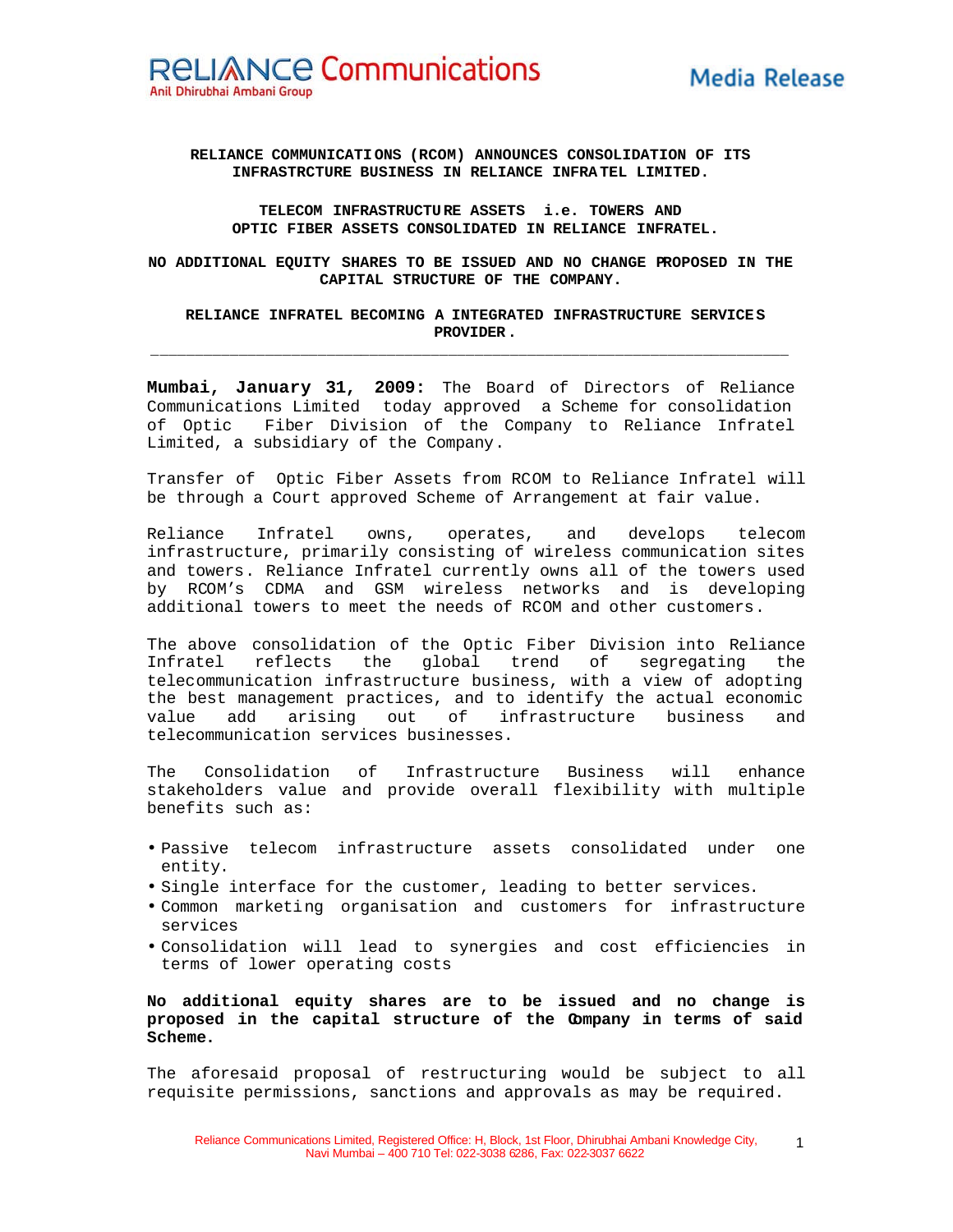Reliance Communications
Anil Dhirubhai Ambani Group

Media Release

**RELIANCE COMMUNICATIONS (RCOM) ANNOUNCES CONSOLIDATION OF ITS INFRASTRCTURE BUSINESS IN RELIANCE INFRATEL LIMITED.**

**TELECOM INFRASTRUCTURE ASSETS i.e. TOWERS AND OPTIC FIBER ASSETS CONSOLIDATED IN RELIANCE INFRATEL.**

**NO ADDITIONAL EQUITY SHARES TO BE ISSUED AND NO CHANGE PROPOSED IN THE CAPITAL STRUCTURE OF THE COMPANY.**

**RELIANCE INFRATEL BECOMING A INTEGRATED INFRASTRUCTURE SERVICES PROVIDER.**

---

**Mumbai, January 31, 2009:** The Board of Directors of Reliance Communications Limited today approved a Scheme for consolidation of Optic Fiber Division of the Company to Reliance Infratel Limited, a subsidiary of the Company.

Transfer of Optic Fiber Assets from RCOM to Reliance Infratel will be through a Court approved Scheme of Arrangement at fair value.

Reliance Infratel owns, operates, and develops telecom infrastructure, primarily consisting of wireless communication sites and towers. Reliance Infratel currently owns all of the towers used by RCOM's CDMA and GSM wireless networks and is developing additional towers to meet the needs of RCOM and other customers.

The above consolidation of the Optic Fiber Division into Reliance Infratel reflects the global trend of segregating the telecommunication infrastructure business, with a view of adopting the best management practices, and to identify the actual economic value add arising out of infrastructure business and telecommunication services businesses.

The Consolidation of Infrastructure Business will enhance stakeholders value and provide overall flexibility with multiple benefits such as:

- Passive telecom infrastructure assets consolidated under one entity.
- Single interface for the customer, leading to better services.
- Common marketing organisation and customers for infrastructure services
- Consolidation will lead to synergies and cost efficiencies in terms of lower operating costs

**No additional equity shares are to be issued and no change is proposed in the capital structure of the Company in terms of said Scheme.**

The aforesaid proposal of restructuring would be subject to all requisite permissions, sanctions and approvals as may be required.

Reliance Communications Limited, Registered Office: H, Block, 1st Floor, Dhirubhai Ambani Knowledge City, Navi Mumbai – 400 710 Tel: 022-3038 6286, Fax: 022-3037 6622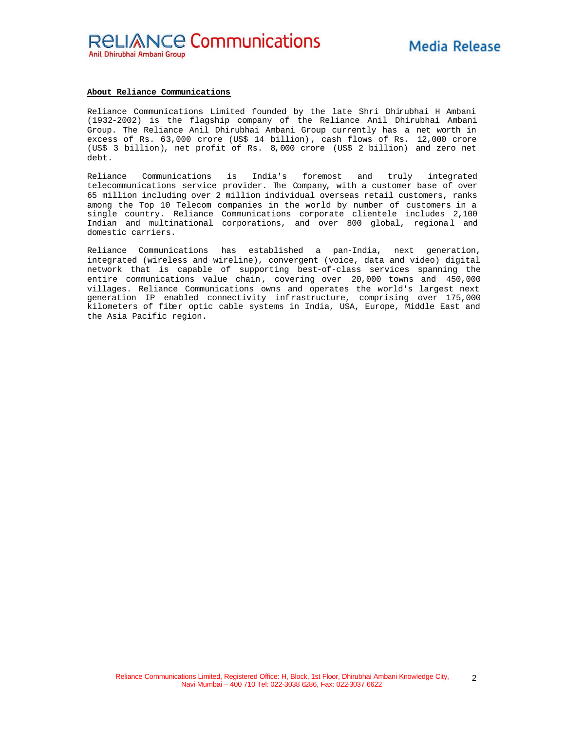**About Reliance Communications**

Reliance Communications Limited founded by the late Shri Dhirubhai H Ambani (1932-2002) is the flagship company of the Reliance Anil Dhirubhai Ambani Group. The Reliance Anil Dhirubhai Ambani Group currently has a net worth in excess of Rs. 63,000 crore (US$ 14 billion), cash flows of Rs. 12,000 crore (US$ 3 billion), net profit of Rs. 8,000 crore (US$ 2 billion) and zero net debt.

Reliance Communications is India's foremost and truly integrated telecommunications service provider. The Company, with a customer base of over 65 million including over 2 million individual overseas retail customers, ranks among the Top 10 Telecom companies in the world by number of customers in a single country. Reliance Communications corporate clientele includes 2,100 Indian and multinational corporations, and over 800 global, regional and domestic carriers.

Reliance Communications has established a pan-India, next generation, integrated (wireless and wireline), convergent (voice, data and video) digital network that is capable of supporting best-of-class services spanning the entire communications value chain, covering over 20,000 towns and 450,000 villages. Reliance Communications owns and operates the world's largest next generation IP enabled connectivity infrastructure, comprising over 175,000 kilometers of fiber optic cable systems in India, USA, Europe, Middle East and the Asia Pacific region.